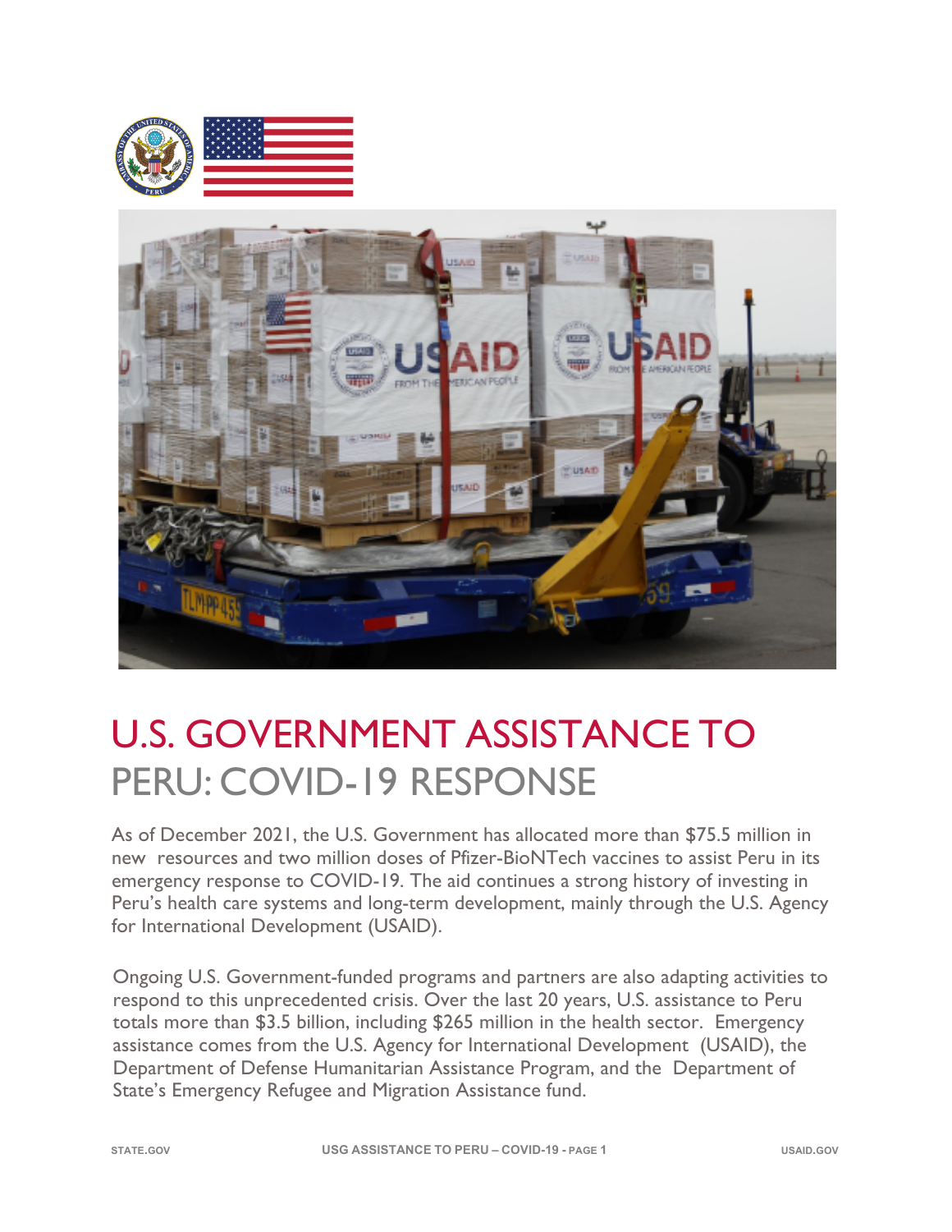# U.S. GOVERNMENT ASSISTANCE TO PERU: COVID-19 RESPONSE

As of December 2021, the U.S. Government has allocated more than $75.5 million in new resources and two million doses of Pfizer-BioNTech vaccines to assist Peru in its emergency response to COVID-19. The aid continues a strong history of investing in Peru's health care systems and long-term development, mainly through the U.S. Agency for International Development (USAID).

Ongoing U.S. Government-funded programs and partners are also adapting activities to respond to this unprecedented crisis. Over the last 20 years, U.S. assistance to Peru totals more than $3.5 billion, including $265 million in the health sector. Emergency assistance comes from the U.S. Agency for International Development (USAID), the Department of Defense Humanitarian Assistance Program, and the Department of State's Emergency Refugee and Migration Assistance fund.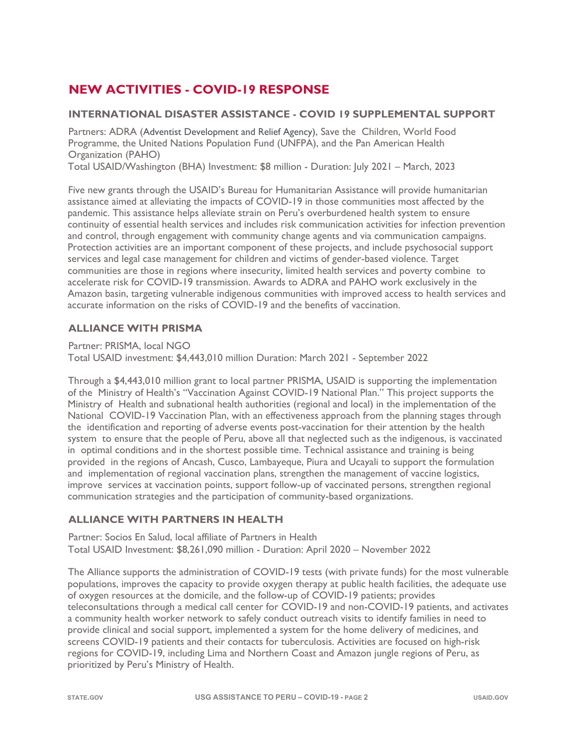# NEW ACTIVITIES - COVID-19 RESPONSE

## INTERNATIONAL DISASTER ASSISTANCE - COVID 19 SUPPLEMENTAL SUPPORT

Partners: ADRA (Adventist Development and Relief Agency), Save the Children, World Food Programme, the United Nations Population Fund (UNFPA), and the Pan American Health Organization (PAHO)
Total USAID/Washington (BHA) Investment: $8 million - Duration: July 2021 – March, 2023

Five new grants through the USAID's Bureau for Humanitarian Assistance will provide humanitarian assistance aimed at alleviating the impacts of COVID-19 in those communities most affected by the pandemic. This assistance helps alleviate strain on Peru's overburdened health system to ensure continuity of essential health services and includes risk communication activities for infection prevention and control, through engagement with community change agents and via communication campaigns. Protection activities are an important component of these projects, and include psychosocial support services and legal case management for children and victims of gender-based violence. Target communities are those in regions where insecurity, limited health services and poverty combine to accelerate risk for COVID-19 transmission. Awards to ADRA and PAHO work exclusively in the Amazon basin, targeting vulnerable indigenous communities with improved access to health services and accurate information on the risks of COVID-19 and the benefits of vaccination.

## ALLIANCE WITH PRISMA

Partner: PRISMA, local NGO
Total USAID investment: $4,443,010 million Duration: March 2021 - September 2022

Through a $4,443,010 million grant to local partner PRISMA, USAID is supporting the implementation of the Ministry of Health's "Vaccination Against COVID-19 National Plan." This project supports the Ministry of Health and subnational health authorities (regional and local) in the implementation of the National COVID-19 Vaccination Plan, with an effectiveness approach from the planning stages through the identification and reporting of adverse events post-vaccination for their attention by the health system to ensure that the people of Peru, above all that neglected such as the indigenous, is vaccinated in optimal conditions and in the shortest possible time. Technical assistance and training is being provided in the regions of Ancash, Cusco, Lambayeque, Piura and Ucayali to support the formulation and implementation of regional vaccination plans, strengthen the management of vaccine logistics, improve services at vaccination points, support follow-up of vaccinated persons, strengthen regional communication strategies and the participation of community-based organizations.

## ALLIANCE WITH PARTNERS IN HEALTH

Partner: Socios En Salud, local affiliate of Partners in Health
Total USAID Investment: $8,261,090 million - Duration: April 2020 – November 2022

The Alliance supports the administration of COVID-19 tests (with private funds) for the most vulnerable populations, improves the capacity to provide oxygen therapy at public health facilities, the adequate use of oxygen resources at the domicile, and the follow-up of COVID-19 patients; provides teleconsultations through a medical call center for COVID-19 and non-COVID-19 patients, and activates a community health worker network to safely conduct outreach visits to identify families in need to provide clinical and social support, implemented a system for the home delivery of medicines, and screens COVID-19 patients and their contacts for tuberculosis. Activities are focused on high-risk regions for COVID-19, including Lima and Northern Coast and Amazon jungle regions of Peru, as prioritized by Peru's Ministry of Health.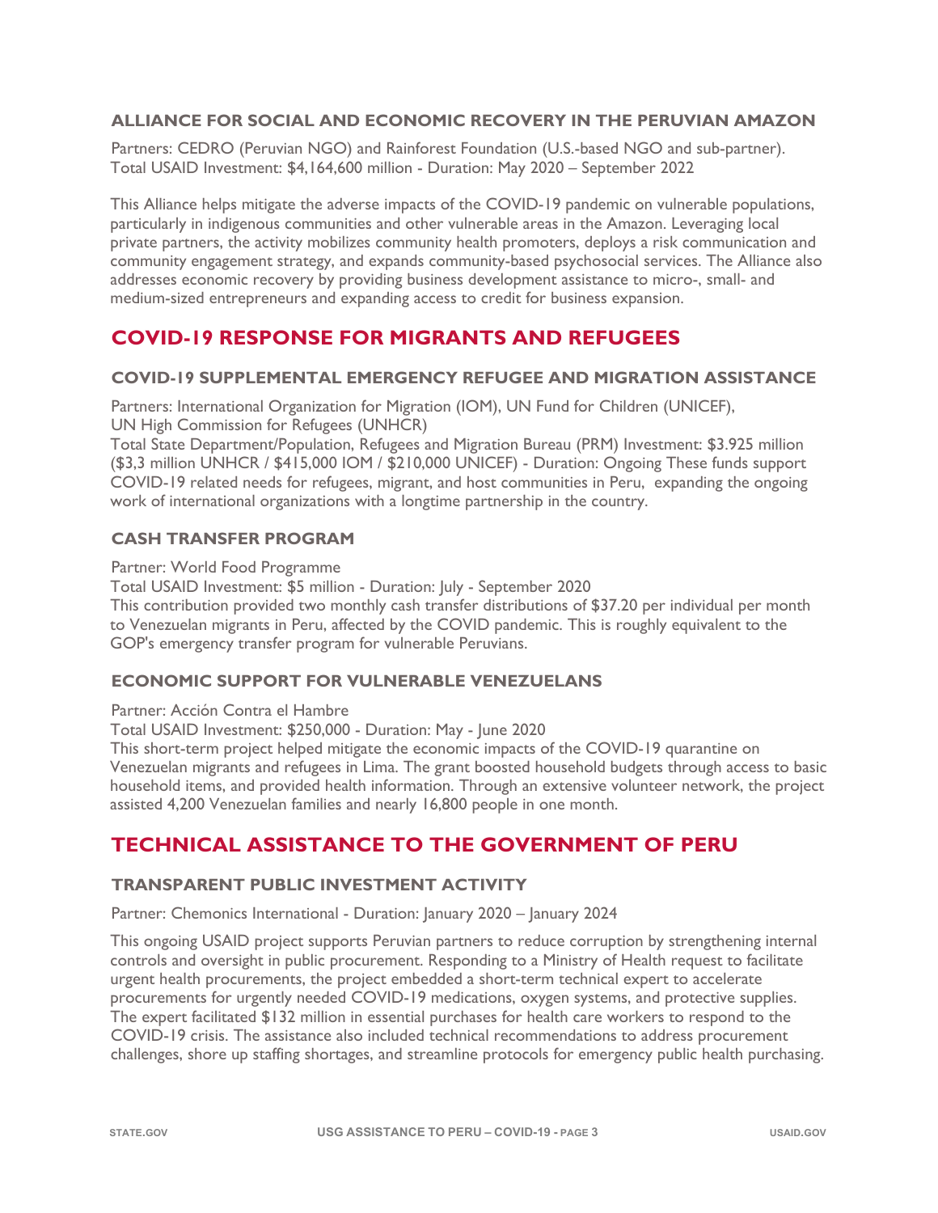### ALLIANCE FOR SOCIAL AND ECONOMIC RECOVERY IN THE PERUVIAN AMAZON

Partners: CEDRO (Peruvian NGO) and Rainforest Foundation (U.S.-based NGO and sub-partner).
Total USAID Investment: $4,164,600 million - Duration: May 2020 – September 2022

This Alliance helps mitigate the adverse impacts of the COVID-19 pandemic on vulnerable populations, particularly in indigenous communities and other vulnerable areas in the Amazon. Leveraging local private partners, the activity mobilizes community health promoters, deploys a risk communication and community engagement strategy, and expands community-based psychosocial services. The Alliance also addresses economic recovery by providing business development assistance to micro-, small- and medium-sized entrepreneurs and expanding access to credit for business expansion.

## COVID-19 RESPONSE FOR MIGRANTS AND REFUGEES

### COVID-19 SUPPLEMENTAL EMERGENCY REFUGEE AND MIGRATION ASSISTANCE

Partners: International Organization for Migration (IOM), UN Fund for Children (UNICEF), UN High Commission for Refugees (UNHCR)
Total State Department/Population, Refugees and Migration Bureau (PRM) Investment: $3.925 million ($3,3 million UNHCR / $415,000 IOM / $210,000 UNICEF) - Duration: Ongoing These funds support COVID-19 related needs for refugees, migrant, and host communities in Peru, expanding the ongoing work of international organizations with a longtime partnership in the country.

### CASH TRANSFER PROGRAM

Partner: World Food Programme
Total USAID Investment: $5 million - Duration: July - September 2020
This contribution provided two monthly cash transfer distributions of $37.20 per individual per month to Venezuelan migrants in Peru, affected by the COVID pandemic. This is roughly equivalent to the GOP's emergency transfer program for vulnerable Peruvians.

### ECONOMIC SUPPORT FOR VULNERABLE VENEZUELANS

Partner: Acción Contra el Hambre
Total USAID Investment: $250,000 - Duration: May - June 2020
This short-term project helped mitigate the economic impacts of the COVID-19 quarantine on Venezuelan migrants and refugees in Lima. The grant boosted household budgets through access to basic household items, and provided health information. Through an extensive volunteer network, the project assisted 4,200 Venezuelan families and nearly 16,800 people in one month.

## TECHNICAL ASSISTANCE TO THE GOVERNMENT OF PERU

### TRANSPARENT PUBLIC INVESTMENT ACTIVITY

Partner: Chemonics International - Duration: January 2020 – January 2024

This ongoing USAID project supports Peruvian partners to reduce corruption by strengthening internal controls and oversight in public procurement. Responding to a Ministry of Health request to facilitate urgent health procurements, the project embedded a short-term technical expert to accelerate procurements for urgently needed COVID-19 medications, oxygen systems, and protective supplies. The expert facilitated $132 million in essential purchases for health care workers to respond to the COVID-19 crisis. The assistance also included technical recommendations to address procurement challenges, shore up staffing shortages, and streamline protocols for emergency public health purchasing.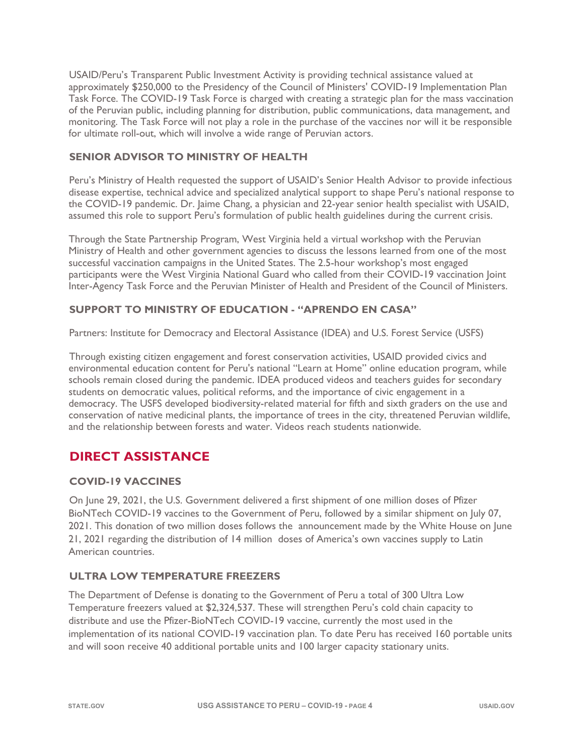USAID/Peru's Transparent Public Investment Activity is providing technical assistance valued at approximately $250,000 to the Presidency of the Council of Ministers' COVID-19 Implementation Plan Task Force. The COVID-19 Task Force is charged with creating a strategic plan for the mass vaccination of the Peruvian public, including planning for distribution, public communications, data management, and monitoring. The Task Force will not play a role in the purchase of the vaccines nor will it be responsible for ultimate roll-out, which will involve a wide range of Peruvian actors.

### SENIOR ADVISOR TO MINISTRY OF HEALTH

Peru's Ministry of Health requested the support of USAID's Senior Health Advisor to provide infectious disease expertise, technical advice and specialized analytical support to shape Peru's national response to the COVID-19 pandemic. Dr. Jaime Chang, a physician and 22-year senior health specialist with USAID, assumed this role to support Peru's formulation of public health guidelines during the current crisis.

Through the State Partnership Program, West Virginia held a virtual workshop with the Peruvian Ministry of Health and other government agencies to discuss the lessons learned from one of the most successful vaccination campaigns in the United States. The 2.5-hour workshop's most engaged participants were the West Virginia National Guard who called from their COVID-19 vaccination Joint Inter-Agency Task Force and the Peruvian Minister of Health and President of the Council of Ministers.

### SUPPORT TO MINISTRY OF EDUCATION - "APRENDO EN CASA"

Partners: Institute for Democracy and Electoral Assistance (IDEA) and U.S. Forest Service (USFS)

Through existing citizen engagement and forest conservation activities, USAID provided civics and environmental education content for Peru's national "Learn at Home" online education program, while schools remain closed during the pandemic. IDEA produced videos and teachers guides for secondary students on democratic values, political reforms, and the importance of civic engagement in a democracy. The USFS developed biodiversity-related material for fifth and sixth graders on the use and conservation of native medicinal plants, the importance of trees in the city, threatened Peruvian wildlife, and the relationship between forests and water. Videos reach students nationwide.

## DIRECT ASSISTANCE

### COVID-19 VACCINES

On June 29, 2021, the U.S. Government delivered a first shipment of one million doses of Pfizer BioNTech COVID-19 vaccines to the Government of Peru, followed by a similar shipment on July 07, 2021. This donation of two million doses follows the announcement made by the White House on June 21, 2021 regarding the distribution of 14 million doses of America's own vaccines supply to Latin American countries.

### ULTRA LOW TEMPERATURE FREEZERS

The Department of Defense is donating to the Government of Peru a total of 300 Ultra Low Temperature freezers valued at $2,324,537. These will strengthen Peru's cold chain capacity to distribute and use the Pfizer-BioNTech COVID-19 vaccine, currently the most used in the implementation of its national COVID-19 vaccination plan. To date Peru has received 160 portable units and will soon receive 40 additional portable units and 100 larger capacity stationary units.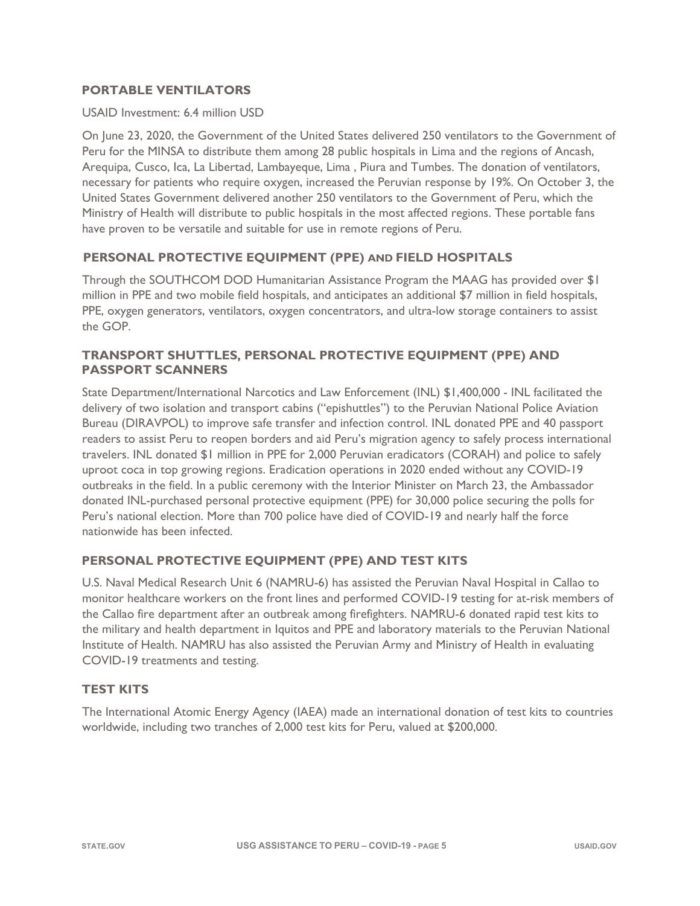## PORTABLE VENTILATORS

USAID Investment: 6.4 million USD

On June 23, 2020, the Government of the United States delivered 250 ventilators to the Government of Peru for the MINSA to distribute them among 28 public hospitals in Lima and the regions of Ancash, Arequipa, Cusco, Ica, La Libertad, Lambayeque, Lima , Piura and Tumbes. The donation of ventilators, necessary for patients who require oxygen, increased the Peruvian response by 19%. On October 3, the United States Government delivered another 250 ventilators to the Government of Peru, which the Ministry of Health will distribute to public hospitals in the most affected regions. These portable fans have proven to be versatile and suitable for use in remote regions of Peru.

## PERSONAL PROTECTIVE EQUIPMENT (PPE) AND FIELD HOSPITALS

Through the SOUTHCOM DOD Humanitarian Assistance Program the MAAG has provided over $1 million in PPE and two mobile field hospitals, and anticipates an additional $7 million in field hospitals, PPE, oxygen generators, ventilators, oxygen concentrators, and ultra-low storage containers to assist the GOP.

## TRANSPORT SHUTTLES, PERSONAL PROTECTIVE EQUIPMENT (PPE) AND PASSPORT SCANNERS

State Department/International Narcotics and Law Enforcement (INL) $1,400,000 - INL facilitated the delivery of two isolation and transport cabins ("epishuttles") to the Peruvian National Police Aviation Bureau (DIRAVPOL) to improve safe transfer and infection control. INL donated PPE and 40 passport readers to assist Peru to reopen borders and aid Peru's migration agency to safely process international travelers. INL donated $1 million in PPE for 2,000 Peruvian eradicators (CORAH) and police to safely uproot coca in top growing regions. Eradication operations in 2020 ended without any COVID-19 outbreaks in the field. In a public ceremony with the Interior Minister on March 23, the Ambassador donated INL-purchased personal protective equipment (PPE) for 30,000 police securing the polls for Peru's national election. More than 700 police have died of COVID-19 and nearly half the force nationwide has been infected.

## PERSONAL PROTECTIVE EQUIPMENT (PPE) AND TEST KITS

U.S. Naval Medical Research Unit 6 (NAMRU-6) has assisted the Peruvian Naval Hospital in Callao to monitor healthcare workers on the front lines and performed COVID-19 testing for at-risk members of the Callao fire department after an outbreak among firefighters. NAMRU-6 donated rapid test kits to the military and health department in Iquitos and PPE and laboratory materials to the Peruvian National Institute of Health. NAMRU has also assisted the Peruvian Army and Ministry of Health in evaluating COVID-19 treatments and testing.

## TEST KITS

The International Atomic Energy Agency (IAEA) made an international donation of test kits to countries worldwide, including two tranches of 2,000 test kits for Peru, valued at $200,000.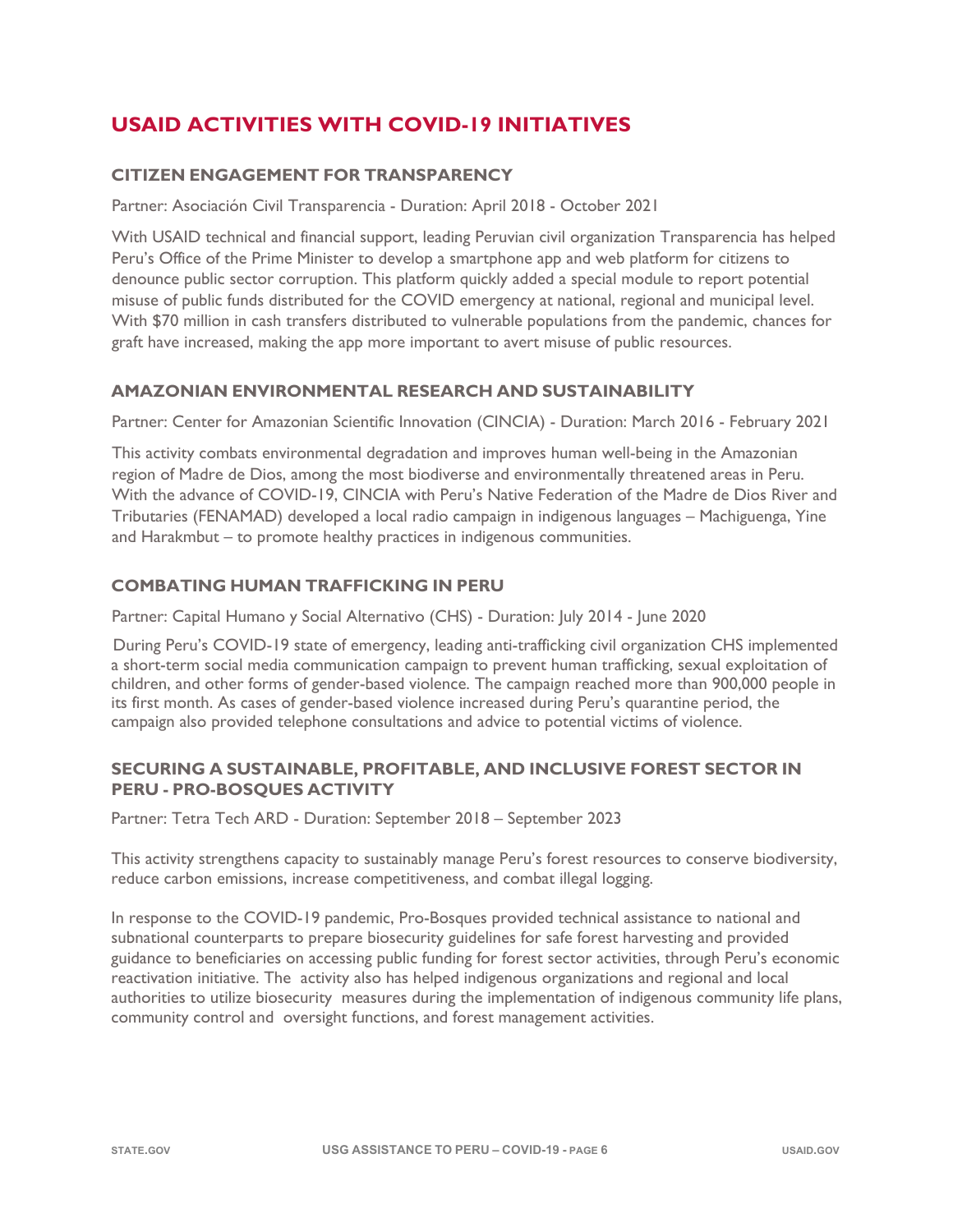## USAID ACTIVITIES WITH COVID-19 INITIATIVES

### CITIZEN ENGAGEMENT FOR TRANSPARENCY

Partner: Asociación Civil Transparencia - Duration: April 2018 - October 2021

With USAID technical and financial support, leading Peruvian civil organization Transparencia has helped Peru's Office of the Prime Minister to develop a smartphone app and web platform for citizens to denounce public sector corruption. This platform quickly added a special module to report potential misuse of public funds distributed for the COVID emergency at national, regional and municipal level. With $70 million in cash transfers distributed to vulnerable populations from the pandemic, chances for graft have increased, making the app more important to avert misuse of public resources.

### AMAZONIAN ENVIRONMENTAL RESEARCH AND SUSTAINABILITY

Partner: Center for Amazonian Scientific Innovation (CINCIA) - Duration: March 2016 - February 2021

This activity combats environmental degradation and improves human well-being in the Amazonian region of Madre de Dios, among the most biodiverse and environmentally threatened areas in Peru. With the advance of COVID-19, CINCIA with Peru's Native Federation of the Madre de Dios River and Tributaries (FENAMAD) developed a local radio campaign in indigenous languages – Machiguenga, Yine and Harakmbut – to promote healthy practices in indigenous communities.

### COMBATING HUMAN TRAFFICKING IN PERU

Partner: Capital Humano y Social Alternativo (CHS) - Duration: July 2014 - June 2020

During Peru's COVID-19 state of emergency, leading anti-trafficking civil organization CHS implemented a short-term social media communication campaign to prevent human trafficking, sexual exploitation of children, and other forms of gender-based violence. The campaign reached more than 900,000 people in its first month. As cases of gender-based violence increased during Peru's quarantine period, the campaign also provided telephone consultations and advice to potential victims of violence.

### SECURING A SUSTAINABLE, PROFITABLE, AND INCLUSIVE FOREST SECTOR IN PERU - PRO-BOSQUES ACTIVITY

Partner: Tetra Tech ARD - Duration: September 2018 – September 2023

This activity strengthens capacity to sustainably manage Peru's forest resources to conserve biodiversity, reduce carbon emissions, increase competitiveness, and combat illegal logging.

In response to the COVID-19 pandemic, Pro-Bosques provided technical assistance to national and subnational counterparts to prepare biosecurity guidelines for safe forest harvesting and provided guidance to beneficiaries on accessing public funding for forest sector activities, through Peru's economic reactivation initiative. The activity also has helped indigenous organizations and regional and local authorities to utilize biosecurity measures during the implementation of indigenous community life plans, community control and oversight functions, and forest management activities.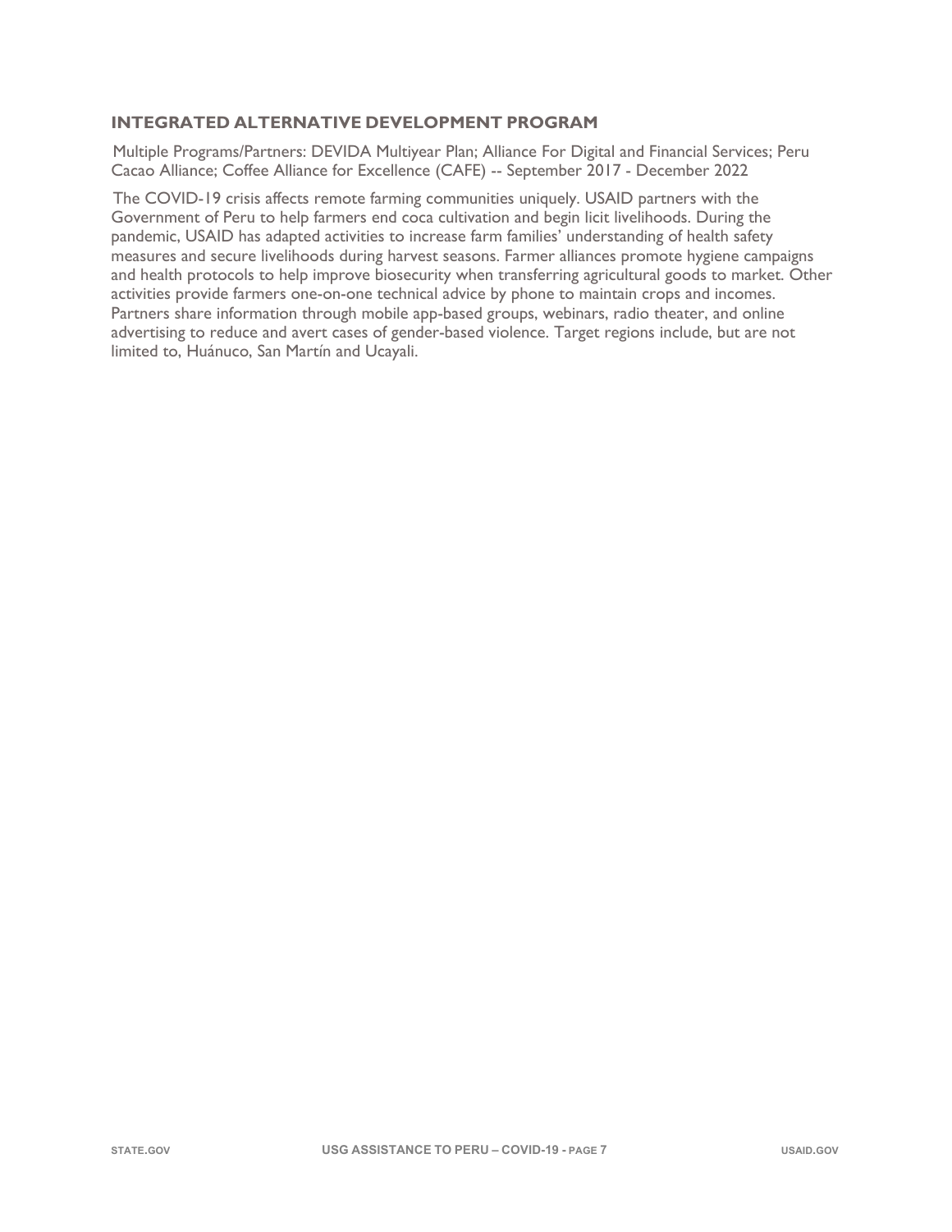### INTEGRATED ALTERNATIVE DEVELOPMENT PROGRAM

Multiple Programs/Partners: DEVIDA Multiyear Plan; Alliance For Digital and Financial Services; Peru Cacao Alliance; Coffee Alliance for Excellence (CAFE) -- September 2017 - December 2022

The COVID-19 crisis affects remote farming communities uniquely. USAID partners with the Government of Peru to help farmers end coca cultivation and begin licit livelihoods. During the pandemic, USAID has adapted activities to increase farm families' understanding of health safety measures and secure livelihoods during harvest seasons. Farmer alliances promote hygiene campaigns and health protocols to help improve biosecurity when transferring agricultural goods to market. Other activities provide farmers one-on-one technical advice by phone to maintain crops and incomes. Partners share information through mobile app-based groups, webinars, radio theater, and online advertising to reduce and avert cases of gender-based violence. Target regions include, but are not limited to, Huánuco, San Martín and Ucayali.